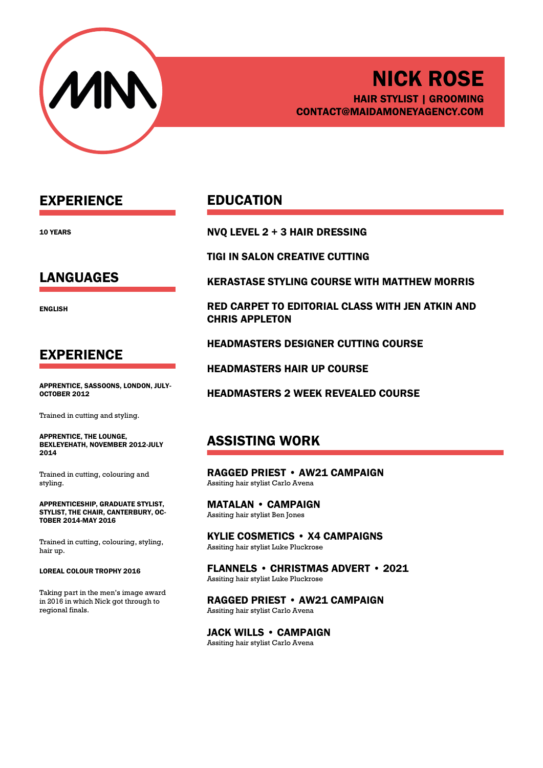# NICK ROSE

**HAIR STYLIST | GROOMING**

**CONTACT@MAIDAMONEYAGENCY.COM**

## EXPERIENCE

**10 YEARS**

## LANGUAGES

**ENGLISH**

## EXPERIENCE

**APPRENTICE, SASSOONS, LONDON, JULY-OCTOBER 2012**

Trained in cutting and styling.

**APPRENTICE, THE LOUNGE, BEXLEYEHATH, NOVEMBER 2012-JULY 2014**

Trained in cutting, colouring and styling.

**APPRENTICESHIP, GRADUATE STYLIST, STYLIST, THE CHAIR, CANTERBURY, OCTOBER 2014-MAY 2016**

Trained in cutting, colouring, styling, hair up.

**LOREAL COLOUR TROPHY 2016**

Taking part in the men's image award in 2016 in which Nick got through to regional finals.

## EDUCATION

**NVQ LEVEL 2 + 3 HAIR DRESSING**

**TIGI IN SALON CREATIVE CUTTING**

**KERASTASE STYLING COURSE WITH MATTHEW MORRIS**

**RED CARPET TO EDITORIAL CLASS WITH JEN ATKIN AND CHRIS APPLETON**

**HEADMASTERS DESIGNER CUTTING COURSE**

**HEADMASTERS HAIR UP COURSE**

**HEADMASTERS 2 WEEK REVEALED COURSE**

## ASSISTING WORK

**RAGGED PRIEST • AW21 CAMPAIGN**
Assiting hair stylist Carlo Avena

**MATALAN • CAMPAIGN**
Assiting hair stylist Ben Jones

**KYLIE COSMETICS • X4 CAMPAIGNS**
Assiting hair stylist Luke Pluckrose

**FLANNELS • CHRISTMAS ADVERT • 2021**
Assiting hair stylist Luke Pluckrose

**RAGGED PRIEST • AW21 CAMPAIGN**
Assiting hair stylist Carlo Avena

**JACK WILLS • CAMPAIGN**
Assiting hair stylist Carlo Avena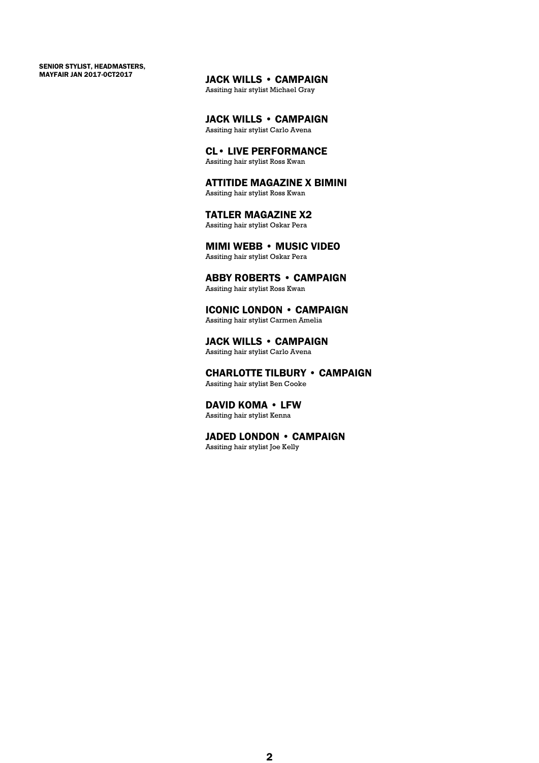**SENIOR STYLIST, HEADMASTERS, MAYFAIR JAN 2017-0CT2017**

### JACK WILLS • CAMPAIGN
Assiting hair stylist Michael Gray

### JACK WILLS • CAMPAIGN
Assiting hair stylist Carlo Avena

### CL • LIVE PERFORMANCE
Assiting hair stylist Ross Kwan

### ATTITIDE MAGAZINE X BIMINI
Assiting hair stylist Ross Kwan

### TATLER MAGAZINE X2
Assiting hair stylist Oskar Pera

### MIMI WEBB • MUSIC VIDEO
Assiting hair stylist Oskar Pera

### ABBY ROBERTS • CAMPAIGN
Assiting hair stylist Ross Kwan

### ICONIC LONDON • CAMPAIGN
Assiting hair stylist Carmen Amelia

### JACK WILLS • CAMPAIGN
Assiting hair stylist Carlo Avena

### CHARLOTTE TILBURY • CAMPAIGN
Assiting hair stylist Ben Cooke

### DAVID KOMA • LFW
Assiting hair stylist Kenna

### JADED LONDON • CAMPAIGN
Assiting hair stylist Joe Kelly